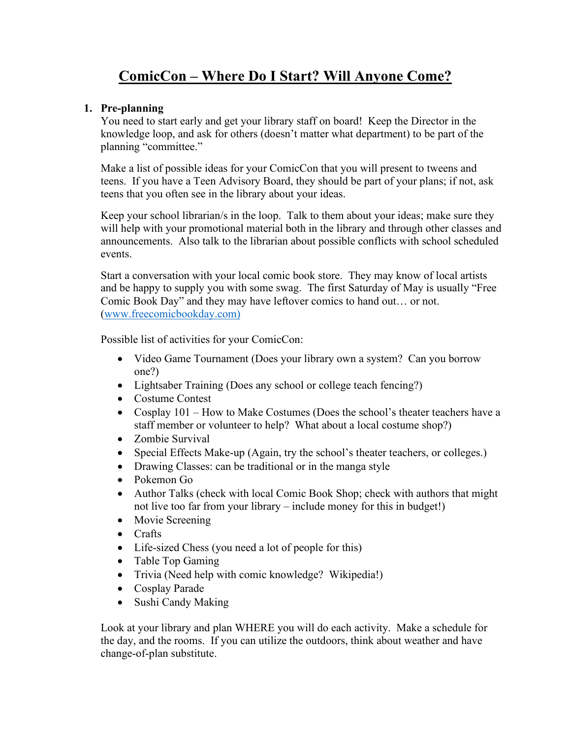# ComicCon – Where Do I Start? Will Anyone Come?

1. **Pre-planning**

   You need to start early and get your library staff on board! Keep the Director in the knowledge loop, and ask for others (doesn't matter what department) to be part of the planning "committee."

   Make a list of possible ideas for your ComicCon that you will present to tweens and teens. If you have a Teen Advisory Board, they should be part of your plans; if not, ask teens that you often see in the library about your ideas.

   Keep your school librarian/s in the loop. Talk to them about your ideas; make sure they will help with your promotional material both in the library and through other classes and announcements. Also talk to the librarian about possible conflicts with school scheduled events.

   Start a conversation with your local comic book store. They may know of local artists and be happy to supply you with some swag. The first Saturday of May is usually "Free Comic Book Day" and they may have leftover comics to hand out… or not. (www.freecomicbookday.com)

   Possible list of activities for your ComicCon:

   - Video Game Tournament (Does your library own a system? Can you borrow one?)
   - Lightsaber Training (Does any school or college teach fencing?)
   - Costume Contest
   - Cosplay 101 – How to Make Costumes (Does the school's theater teachers have a staff member or volunteer to help? What about a local costume shop?)
   - Zombie Survival
   - Special Effects Make-up (Again, try the school's theater teachers, or colleges.)
   - Drawing Classes: can be traditional or in the manga style
   - Pokemon Go
   - Author Talks (check with local Comic Book Shop; check with authors that might not live too far from your library – include money for this in budget!)
   - Movie Screening
   - Crafts
   - Life-sized Chess (you need a lot of people for this)
   - Table Top Gaming
   - Trivia (Need help with comic knowledge? Wikipedia!)
   - Cosplay Parade
   - Sushi Candy Making

   Look at your library and plan WHERE you will do each activity. Make a schedule for the day, and the rooms. If you can utilize the outdoors, think about weather and have change-of-plan substitute.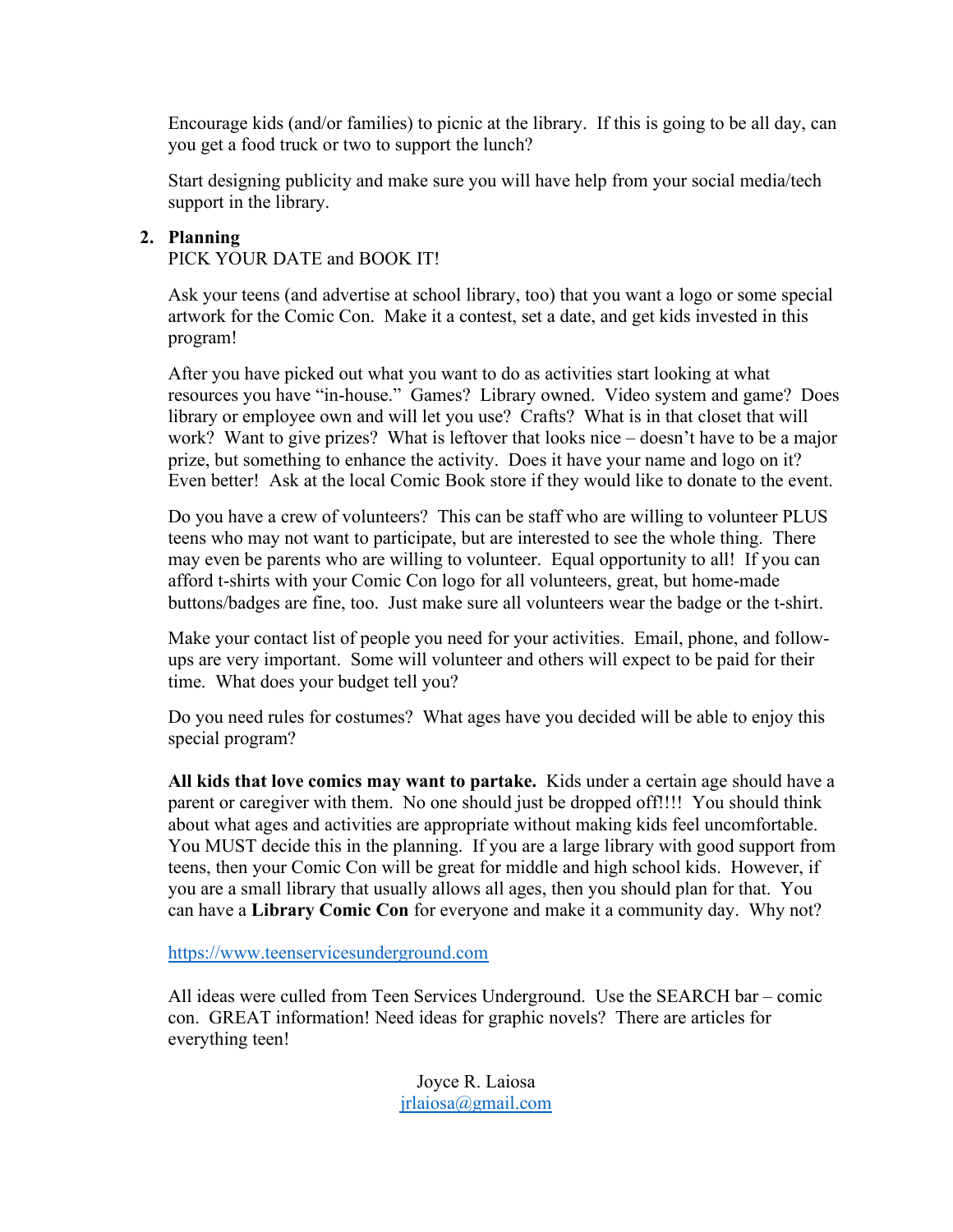Encourage kids (and/or families) to picnic at the library. If this is going to be all day, can you get a food truck or two to support the lunch?

Start designing publicity and make sure you will have help from your social media/tech support in the library.

2. **Planning**
   PICK YOUR DATE and BOOK IT!

   Ask your teens (and advertise at school library, too) that you want a logo or some special artwork for the Comic Con. Make it a contest, set a date, and get kids invested in this program!

   After you have picked out what you want to do as activities start looking at what resources you have "in-house." Games? Library owned. Video system and game? Does library or employee own and will let you use? Crafts? What is in that closet that will work? Want to give prizes? What is leftover that looks nice – doesn't have to be a major prize, but something to enhance the activity. Does it have your name and logo on it? Even better! Ask at the local Comic Book store if they would like to donate to the event.

   Do you have a crew of volunteers? This can be staff who are willing to volunteer PLUS teens who may not want to participate, but are interested to see the whole thing. There may even be parents who are willing to volunteer. Equal opportunity to all! If you can afford t-shirts with your Comic Con logo for all volunteers, great, but home-made buttons/badges are fine, too. Just make sure all volunteers wear the badge or the t-shirt.

   Make your contact list of people you need for your activities. Email, phone, and follow-ups are very important. Some will volunteer and others will expect to be paid for their time. What does your budget tell you?

   Do you need rules for costumes? What ages have you decided will be able to enjoy this special program?

   **All kids that love comics may want to partake.** Kids under a certain age should have a parent or caregiver with them. No one should just be dropped off!!!! You should think about what ages and activities are appropriate without making kids feel uncomfortable. You MUST decide this in the planning. If you are a large library with good support from teens, then your Comic Con will be great for middle and high school kids. However, if you are a small library that usually allows all ages, then you should plan for that. You can have a **Library Comic Con** for everyone and make it a community day. Why not?

   https://www.teenservicesunderground.com

   All ideas were culled from Teen Services Underground. Use the SEARCH bar – comic con. GREAT information! Need ideas for graphic novels? There are articles for everything teen!

Joyce R. Laiosa
jrlaiosa@gmail.com